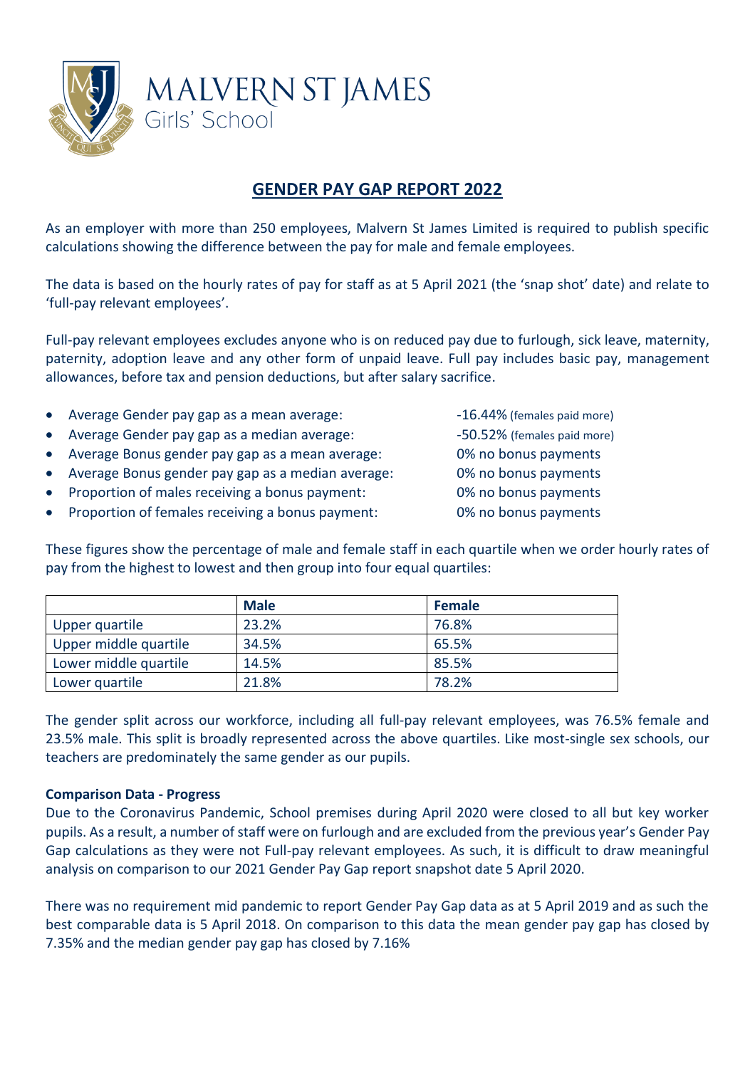MALVERN ST JAMES
Girls' School

# GENDER PAY GAP REPORT 2022

As an employer with more than 250 employees, Malvern St James Limited is required to publish specific calculations showing the difference between the pay for male and female employees.

The data is based on the hourly rates of pay for staff as at 5 April 2021 (the 'snap shot' date) and relate to 'full-pay relevant employees'.

Full-pay relevant employees excludes anyone who is on reduced pay due to furlough, sick leave, maternity, paternity, adoption leave and any other form of unpaid leave. Full pay includes basic pay, management allowances, before tax and pension deductions, but after salary sacrifice.

- Average Gender pay gap as a mean average: -16.44% (females paid more)
- Average Gender pay gap as a median average: -50.52% (females paid more)
- Average Bonus gender pay gap as a mean average: 0% no bonus payments
- Average Bonus gender pay gap as a median average: 0% no bonus payments
- Proportion of males receiving a bonus payment: 0% no bonus payments
- Proportion of females receiving a bonus payment: 0% no bonus payments

These figures show the percentage of male and female staff in each quartile when we order hourly rates of pay from the highest to lowest and then group into four equal quartiles:

| | Male | Female |
|---|---|---|
| Upper quartile | 23.2% | 76.8% |
| Upper middle quartile | 34.5% | 65.5% |
| Lower middle quartile | 14.5% | 85.5% |
| Lower quartile | 21.8% | 78.2% |

The gender split across our workforce, including all full-pay relevant employees, was 76.5% female and 23.5% male. This split is broadly represented across the above quartiles. Like most-single sex schools, our teachers are predominately the same gender as our pupils.

**Comparison Data - Progress**

Due to the Coronavirus Pandemic, School premises during April 2020 were closed to all but key worker pupils. As a result, a number of staff were on furlough and are excluded from the previous year's Gender Pay Gap calculations as they were not Full-pay relevant employees. As such, it is difficult to draw meaningful analysis on comparison to our 2021 Gender Pay Gap report snapshot date 5 April 2020.

There was no requirement mid pandemic to report Gender Pay Gap data as at 5 April 2019 and as such the best comparable data is 5 April 2018. On comparison to this data the mean gender pay gap has closed by 7.35% and the median gender pay gap has closed by 7.16%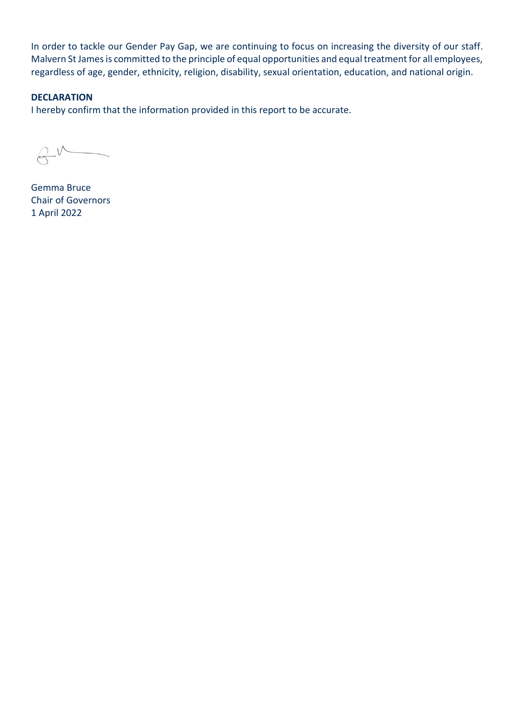In order to tackle our Gender Pay Gap, we are continuing to focus on increasing the diversity of our staff. Malvern St James is committed to the principle of equal opportunities and equal treatment for all employees, regardless of age, gender, ethnicity, religion, disability, sexual orientation, education, and national origin.

**DECLARATION**

I hereby confirm that the information provided in this report to be accurate.

Gemma Bruce
Chair of Governors
1 April 2022